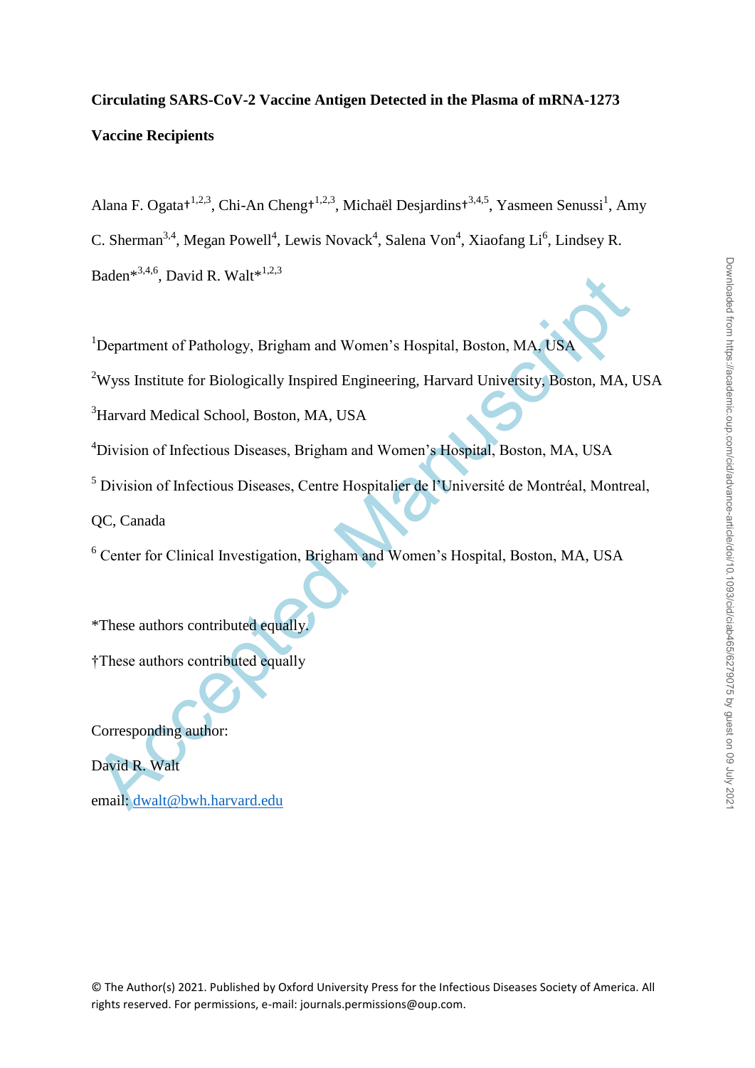# Circulating SARS-CoV-2 Vaccine Antigen Detected in the Plasma of mRNA-1273 Vaccine Recipients

Alana F. Ogata†[1,2,3], Chi-An Cheng†[1,2,3], Michaël Desjardins†[3,4,5], Yasmeen Senussi[1], Amy C. Sherman[3,4], Megan Powell[4], Lewis Novack[4], Salena Von[4], Xiaofang Li[6], Lindsey R. Baden*[3,4,6], David R. Walt*[1,2,3]

[1]Department of Pathology, Brigham and Women's Hospital, Boston, MA, USA

[2]Wyss Institute for Biologically Inspired Engineering, Harvard University, Boston, MA, USA

[3]Harvard Medical School, Boston, MA, USA

[4]Division of Infectious Diseases, Brigham and Women's Hospital, Boston, MA, USA

[5] Division of Infectious Diseases, Centre Hospitalier de l'Université de Montréal, Montreal, QC, Canada

[6] Center for Clinical Investigation, Brigham and Women's Hospital, Boston, MA, USA

*These authors contributed equally.

†These authors contributed equally

Corresponding author:

David R. Walt

email: dwalt@bwh.harvard.edu

© The Author(s) 2021. Published by Oxford University Press for the Infectious Diseases Society of America. All rights reserved. For permissions, e-mail: journals.permissions@oup.com.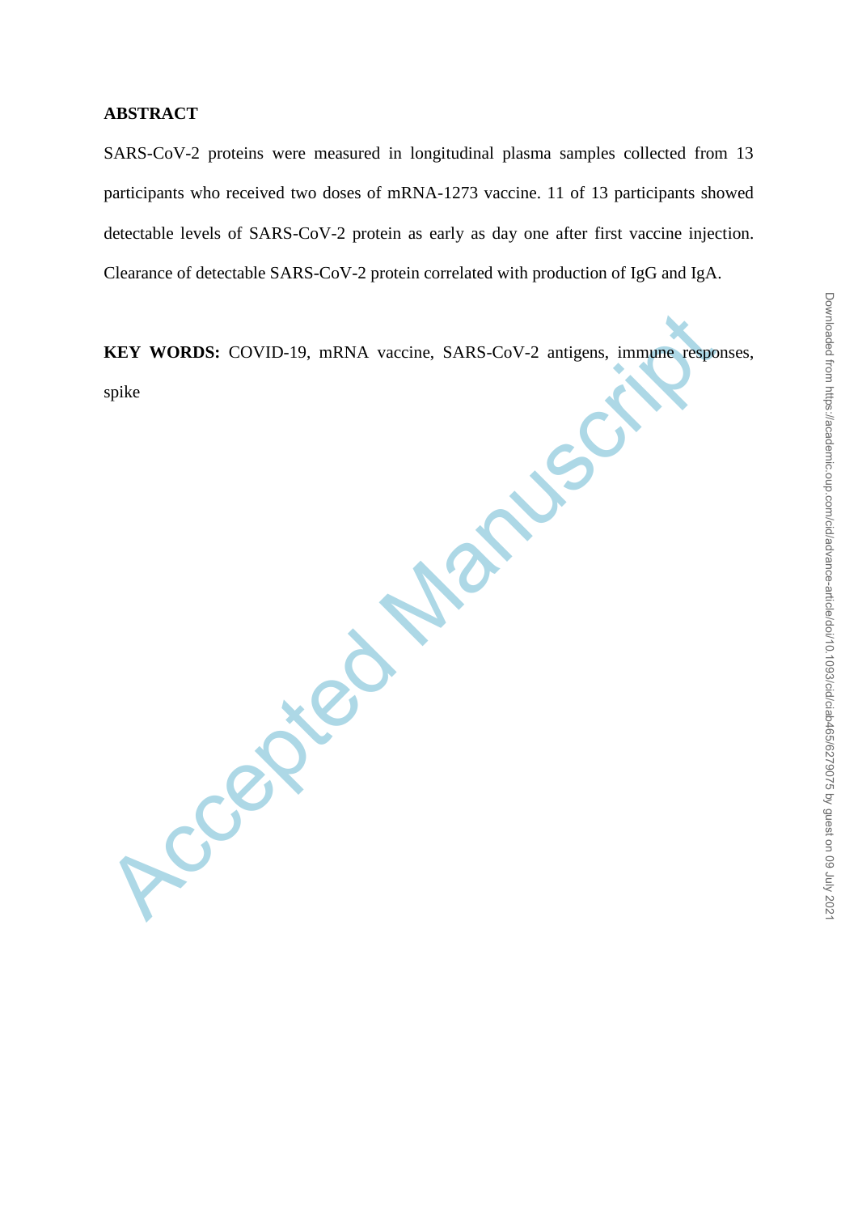## ABSTRACT

SARS-CoV-2 proteins were measured in longitudinal plasma samples collected from 13 participants who received two doses of mRNA-1273 vaccine. 11 of 13 participants showed detectable levels of SARS-CoV-2 protein as early as day one after first vaccine injection. Clearance of detectable SARS-CoV-2 protein correlated with production of IgG and IgA.

**KEY WORDS:** COVID-19, mRNA vaccine, SARS-CoV-2 antigens, immune responses, spike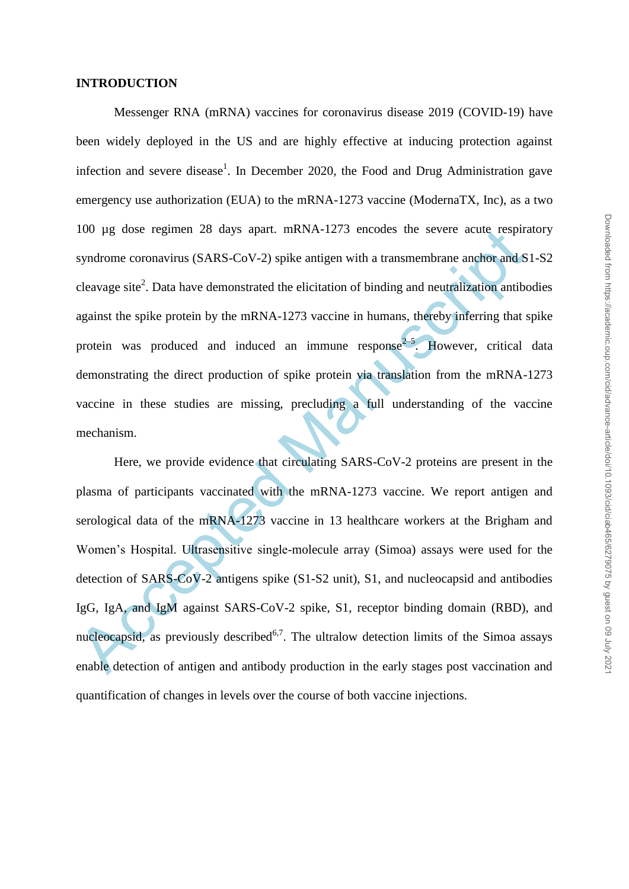## INTRODUCTION

Messenger RNA (mRNA) vaccines for coronavirus disease 2019 (COVID-19) have been widely deployed in the US and are highly effective at inducing protection against infection and severe disease[1]. In December 2020, the Food and Drug Administration gave emergency use authorization (EUA) to the mRNA-1273 vaccine (ModernaTX, Inc), as a two 100 µg dose regimen 28 days apart. mRNA-1273 encodes the severe acute respiratory syndrome coronavirus (SARS-CoV-2) spike antigen with a transmembrane anchor and S1-S2 cleavage site[2]. Data have demonstrated the elicitation of binding and neutralization antibodies against the spike protein by the mRNA-1273 vaccine in humans, thereby inferring that spike protein was produced and induced an immune response[2–5]. However, critical data demonstrating the direct production of spike protein via translation from the mRNA-1273 vaccine in these studies are missing, precluding a full understanding of the vaccine mechanism.

Here, we provide evidence that circulating SARS-CoV-2 proteins are present in the plasma of participants vaccinated with the mRNA-1273 vaccine. We report antigen and serological data of the mRNA-1273 vaccine in 13 healthcare workers at the Brigham and Women's Hospital. Ultrasensitive single-molecule array (Simoa) assays were used for the detection of SARS-CoV-2 antigens spike (S1-S2 unit), S1, and nucleocapsid and antibodies IgG, IgA, and IgM against SARS-CoV-2 spike, S1, receptor binding domain (RBD), and nucleocapsid, as previously described[6,7]. The ultralow detection limits of the Simoa assays enable detection of antigen and antibody production in the early stages post vaccination and quantification of changes in levels over the course of both vaccine injections.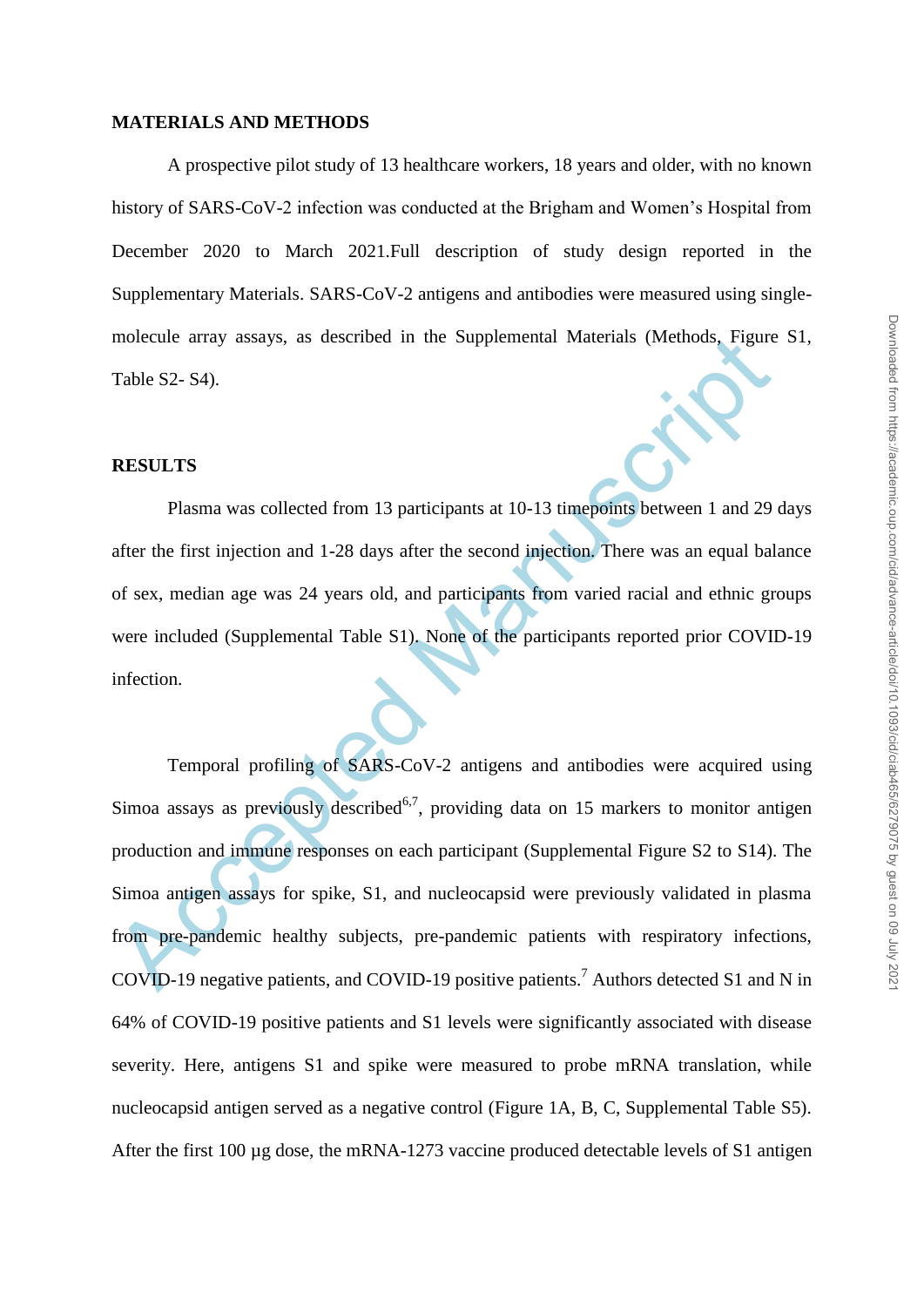## MATERIALS AND METHODS

A prospective pilot study of 13 healthcare workers, 18 years and older, with no known history of SARS-CoV-2 infection was conducted at the Brigham and Women's Hospital from December 2020 to March 2021.Full description of study design reported in the Supplementary Materials. SARS-CoV-2 antigens and antibodies were measured using single-molecule array assays, as described in the Supplemental Materials (Methods, Figure S1, Table S2- S4).

## RESULTS

Plasma was collected from 13 participants at 10-13 timepoints between 1 and 29 days after the first injection and 1-28 days after the second injection. There was an equal balance of sex, median age was 24 years old, and participants from varied racial and ethnic groups were included (Supplemental Table S1). None of the participants reported prior COVID-19 infection.

Temporal profiling of SARS-CoV-2 antigens and antibodies were acquired using Simoa assays as previously described[6,7], providing data on 15 markers to monitor antigen production and immune responses on each participant (Supplemental Figure S2 to S14). The Simoa antigen assays for spike, S1, and nucleocapsid were previously validated in plasma from pre-pandemic healthy subjects, pre-pandemic patients with respiratory infections, COVID-19 negative patients, and COVID-19 positive patients.[7] Authors detected S1 and N in 64% of COVID-19 positive patients and S1 levels were significantly associated with disease severity. Here, antigens S1 and spike were measured to probe mRNA translation, while nucleocapsid antigen served as a negative control (Figure 1A, B, C, Supplemental Table S5). After the first 100 µg dose, the mRNA-1273 vaccine produced detectable levels of S1 antigen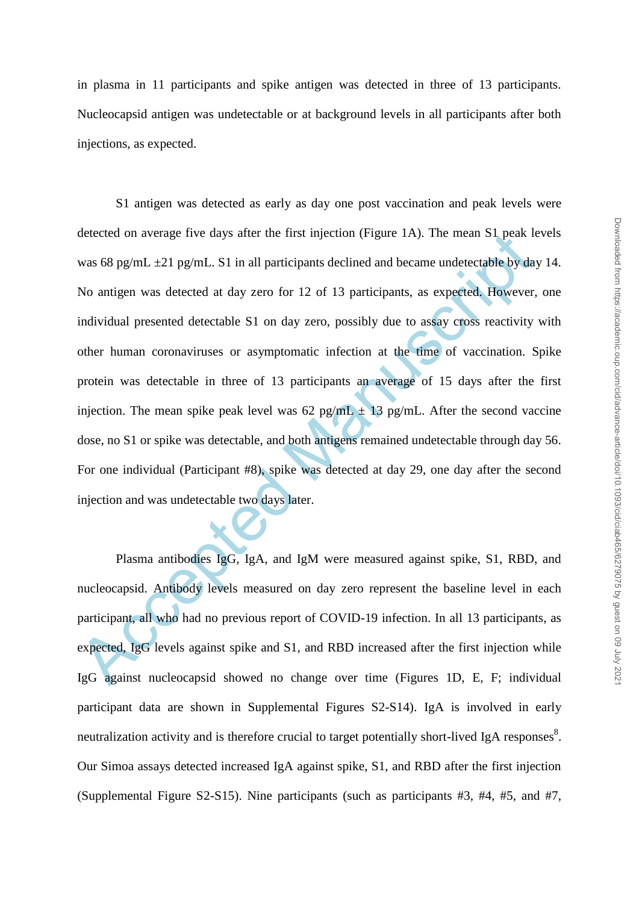in plasma in 11 participants and spike antigen was detected in three of 13 participants. Nucleocapsid antigen was undetectable or at background levels in all participants after both injections, as expected.

S1 antigen was detected as early as day one post vaccination and peak levels were detected on average five days after the first injection (Figure 1A). The mean S1 peak levels was 68 pg/mL ±21 pg/mL. S1 in all participants declined and became undetectable by day 14. No antigen was detected at day zero for 12 of 13 participants, as expected. However, one individual presented detectable S1 on day zero, possibly due to assay cross reactivity with other human coronaviruses or asymptomatic infection at the time of vaccination. Spike protein was detectable in three of 13 participants an average of 15 days after the first injection. The mean spike peak level was 62 pg/mL ± 13 pg/mL. After the second vaccine dose, no S1 or spike was detectable, and both antigens remained undetectable through day 56. For one individual (Participant #8), spike was detected at day 29, one day after the second injection and was undetectable two days later.

Plasma antibodies IgG, IgA, and IgM were measured against spike, S1, RBD, and nucleocapsid. Antibody levels measured on day zero represent the baseline level in each participant, all who had no previous report of COVID-19 infection. In all 13 participants, as expected, IgG levels against spike and S1, and RBD increased after the first injection while IgG against nucleocapsid showed no change over time (Figures 1D, E, F; individual participant data are shown in Supplemental Figures S2-S14). IgA is involved in early neutralization activity and is therefore crucial to target potentially short-lived IgA responses[8]. Our Simoa assays detected increased IgA against spike, S1, and RBD after the first injection (Supplemental Figure S2-S15). Nine participants (such as participants #3, #4, #5, and #7,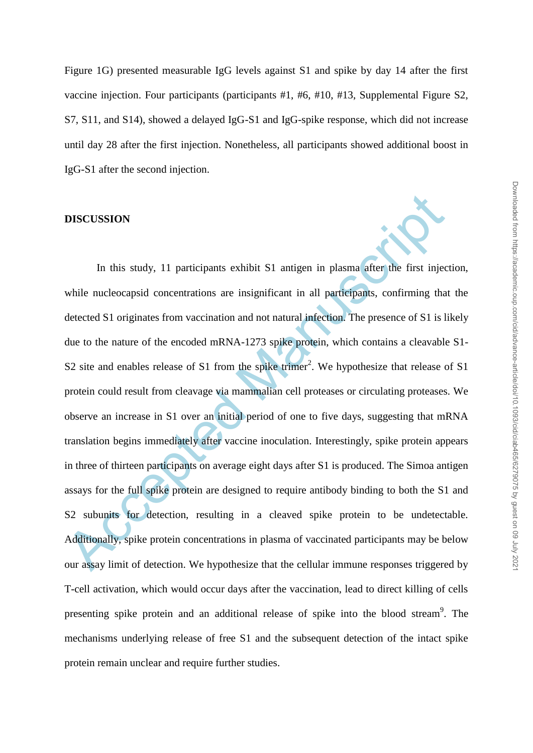Figure 1G) presented measurable IgG levels against S1 and spike by day 14 after the first vaccine injection. Four participants (participants #1, #6, #10, #13, Supplemental Figure S2, S7, S11, and S14), showed a delayed IgG-S1 and IgG-spike response, which did not increase until day 28 after the first injection. Nonetheless, all participants showed additional boost in IgG-S1 after the second injection.

## DISCUSSION

In this study, 11 participants exhibit S1 antigen in plasma after the first injection, while nucleocapsid concentrations are insignificant in all participants, confirming that the detected S1 originates from vaccination and not natural infection. The presence of S1 is likely due to the nature of the encoded mRNA-1273 spike protein, which contains a cleavable S1-S2 site and enables release of S1 from the spike trimer[2]. We hypothesize that release of S1 protein could result from cleavage via mammalian cell proteases or circulating proteases. We observe an increase in S1 over an initial period of one to five days, suggesting that mRNA translation begins immediately after vaccine inoculation. Interestingly, spike protein appears in three of thirteen participants on average eight days after S1 is produced. The Simoa antigen assays for the full spike protein are designed to require antibody binding to both the S1 and S2 subunits for detection, resulting in a cleaved spike protein to be undetectable. Additionally, spike protein concentrations in plasma of vaccinated participants may be below our assay limit of detection. We hypothesize that the cellular immune responses triggered by T-cell activation, which would occur days after the vaccination, lead to direct killing of cells presenting spike protein and an additional release of spike into the blood stream[9]. The mechanisms underlying release of free S1 and the subsequent detection of the intact spike protein remain unclear and require further studies.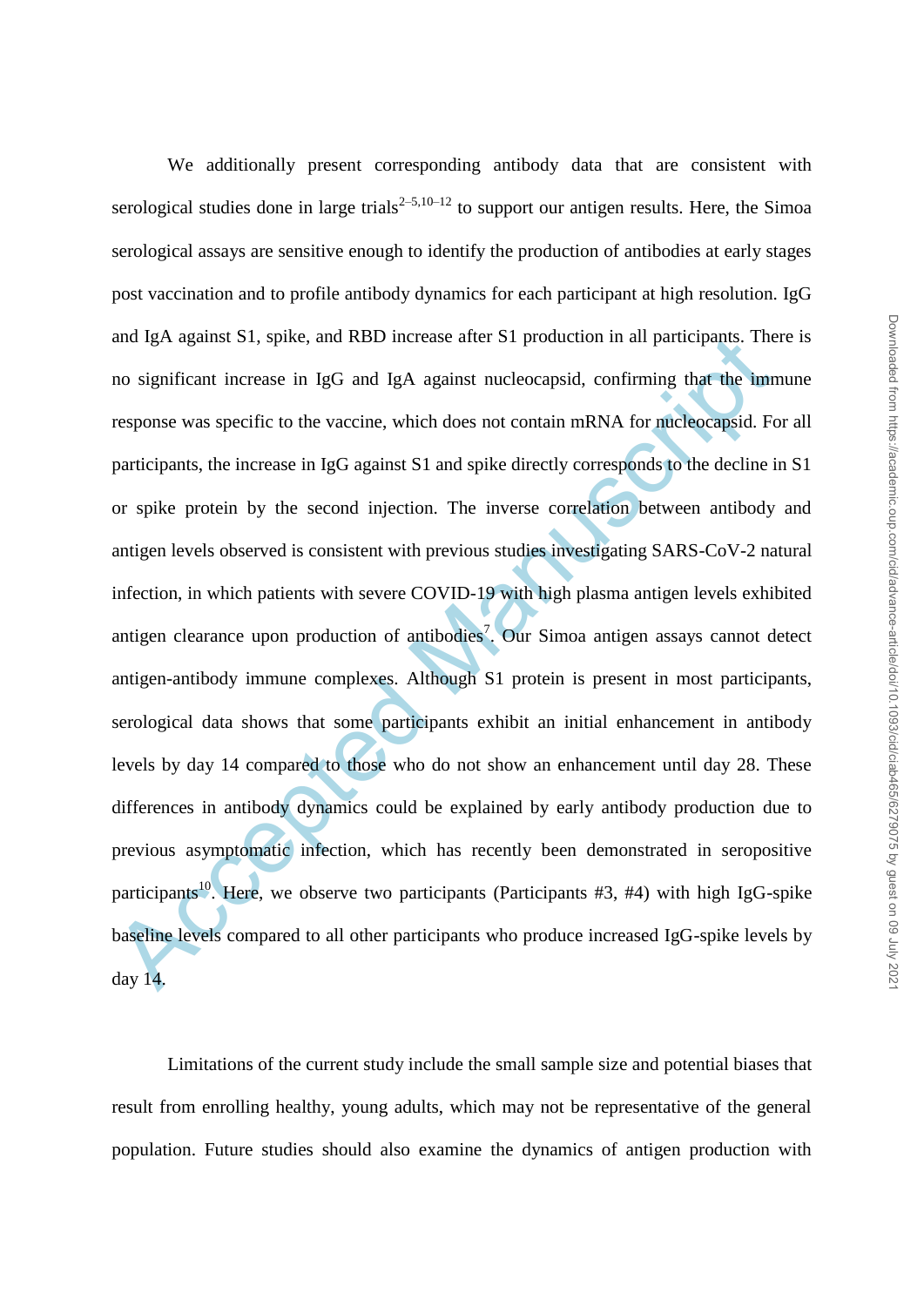We additionally present corresponding antibody data that are consistent with serological studies done in large trials[2–5,10–12] to support our antigen results. Here, the Simoa serological assays are sensitive enough to identify the production of antibodies at early stages post vaccination and to profile antibody dynamics for each participant at high resolution. IgG and IgA against S1, spike, and RBD increase after S1 production in all participants. There is no significant increase in IgG and IgA against nucleocapsid, confirming that the immune response was specific to the vaccine, which does not contain mRNA for nucleocapsid. For all participants, the increase in IgG against S1 and spike directly corresponds to the decline in S1 or spike protein by the second injection. The inverse correlation between antibody and antigen levels observed is consistent with previous studies investigating SARS-CoV-2 natural infection, in which patients with severe COVID-19 with high plasma antigen levels exhibited antigen clearance upon production of antibodies[7]. Our Simoa antigen assays cannot detect antigen-antibody immune complexes. Although S1 protein is present in most participants, serological data shows that some participants exhibit an initial enhancement in antibody levels by day 14 compared to those who do not show an enhancement until day 28. These differences in antibody dynamics could be explained by early antibody production due to previous asymptomatic infection, which has recently been demonstrated in seropositive participants[10]. Here, we observe two participants (Participants #3, #4) with high IgG-spike baseline levels compared to all other participants who produce increased IgG-spike levels by day 14.

Limitations of the current study include the small sample size and potential biases that result from enrolling healthy, young adults, which may not be representative of the general population. Future studies should also examine the dynamics of antigen production with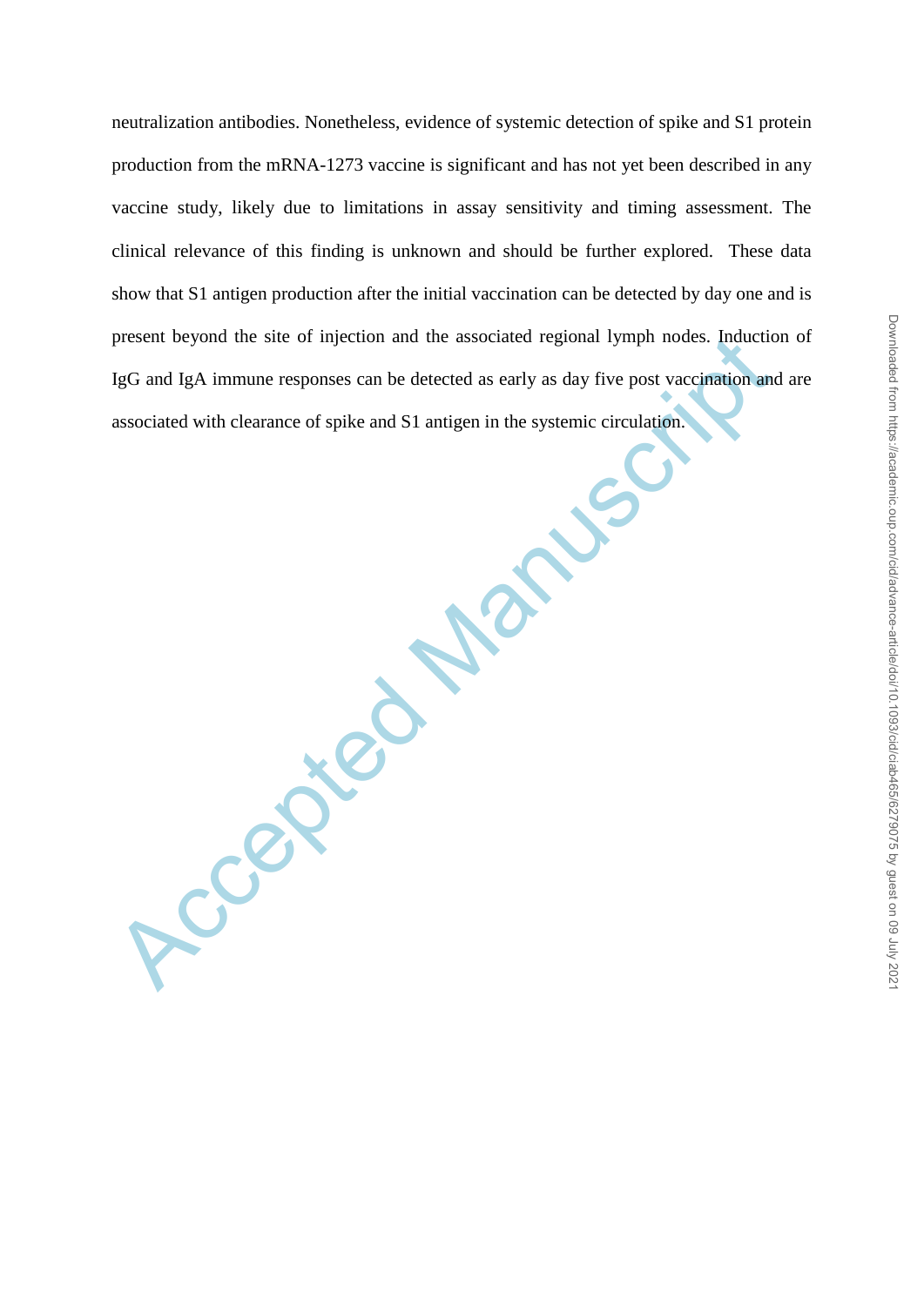neutralization antibodies. Nonetheless, evidence of systemic detection of spike and S1 protein production from the mRNA-1273 vaccine is significant and has not yet been described in any vaccine study, likely due to limitations in assay sensitivity and timing assessment. The clinical relevance of this finding is unknown and should be further explored. These data show that S1 antigen production after the initial vaccination can be detected by day one and is present beyond the site of injection and the associated regional lymph nodes. Induction of IgG and IgA immune responses can be detected as early as day five post vaccination and are associated with clearance of spike and S1 antigen in the systemic circulation.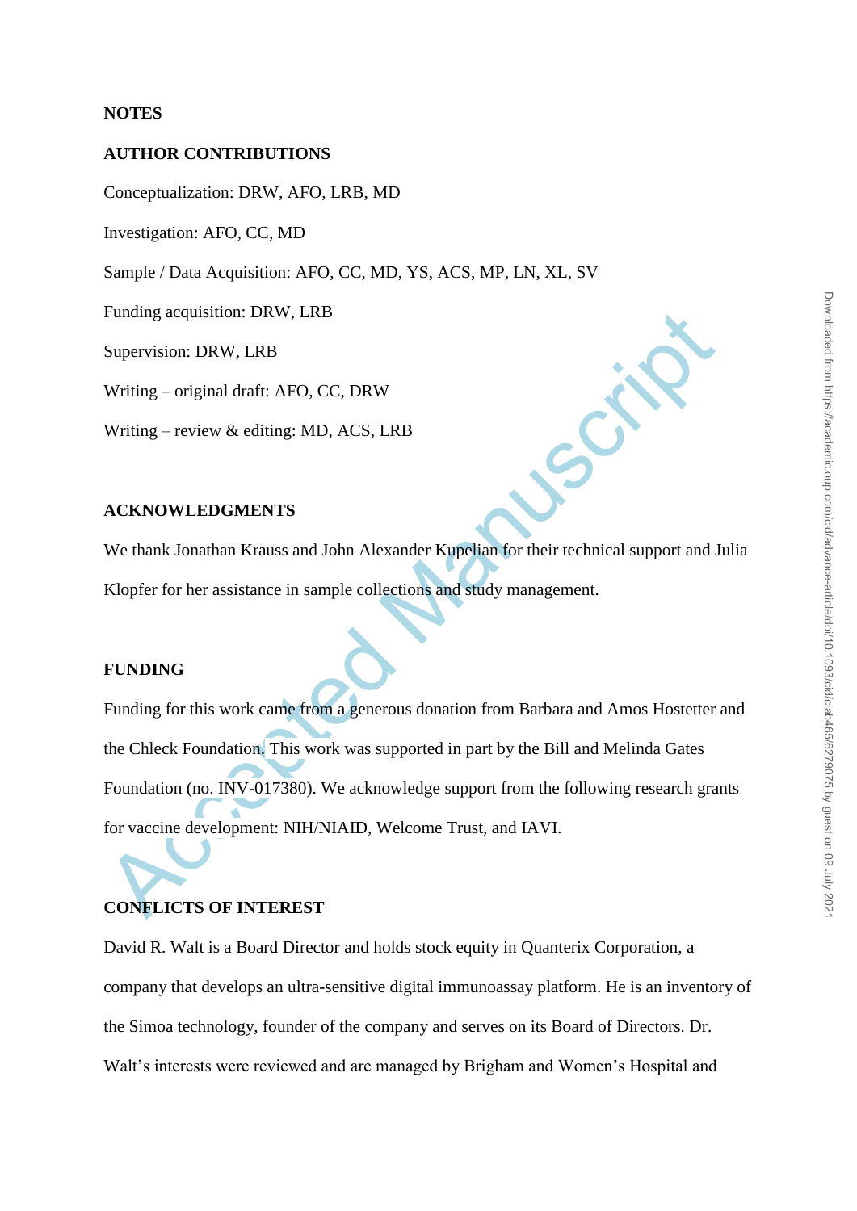**NOTES**

**AUTHOR CONTRIBUTIONS**

Conceptualization: DRW, AFO, LRB, MD

Investigation: AFO, CC, MD

Sample / Data Acquisition: AFO, CC, MD, YS, ACS, MP, LN, XL, SV

Funding acquisition: DRW, LRB

Supervision: DRW, LRB

Writing – original draft: AFO, CC, DRW

Writing – review & editing: MD, ACS, LRB

**ACKNOWLEDGMENTS**

We thank Jonathan Krauss and John Alexander Kupelian for their technical support and Julia Klopfer for her assistance in sample collections and study management.

**FUNDING**

Funding for this work came from a generous donation from Barbara and Amos Hostetter and the Chleck Foundation. This work was supported in part by the Bill and Melinda Gates Foundation (no. INV-017380). We acknowledge support from the following research grants for vaccine development: NIH/NIAID, Welcome Trust, and IAVI.

**CONFLICTS OF INTEREST**

David R. Walt is a Board Director and holds stock equity in Quanterix Corporation, a company that develops an ultra-sensitive digital immunoassay platform. He is an inventory of the Simoa technology, founder of the company and serves on its Board of Directors. Dr. Walt's interests were reviewed and are managed by Brigham and Women's Hospital and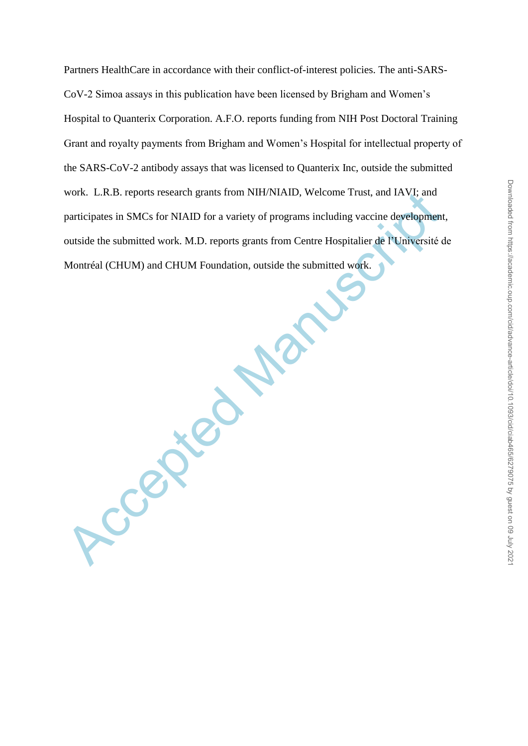Partners HealthCare in accordance with their conflict-of-interest policies. The anti-SARS-CoV-2 Simoa assays in this publication have been licensed by Brigham and Women's Hospital to Quanterix Corporation. A.F.O. reports funding from NIH Post Doctoral Training Grant and royalty payments from Brigham and Women's Hospital for intellectual property of the SARS-CoV-2 antibody assays that was licensed to Quanterix Inc, outside the submitted work. L.R.B. reports research grants from NIH/NIAID, Welcome Trust, and IAVI; and participates in SMCs for NIAID for a variety of programs including vaccine development, outside the submitted work. M.D. reports grants from Centre Hospitalier de l'Université de Montréal (CHUM) and CHUM Foundation, outside the submitted work.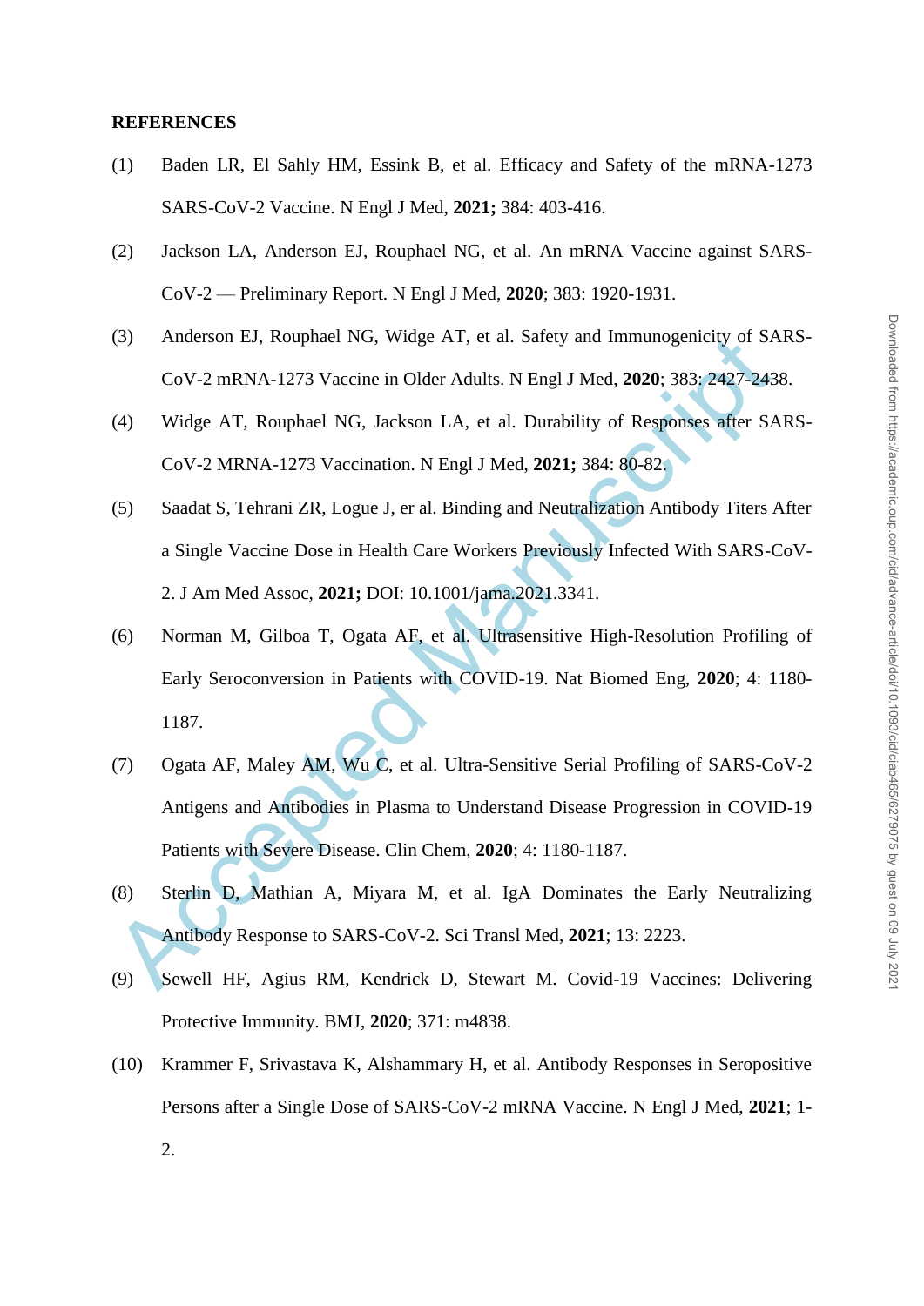**REFERENCES**

(1) Baden LR, El Sahly HM, Essink B, et al. Efficacy and Safety of the mRNA-1273 SARS-CoV-2 Vaccine. N Engl J Med, **2021;** 384: 403-416.

(2) Jackson LA, Anderson EJ, Rouphael NG, et al. An mRNA Vaccine against SARS-CoV-2 — Preliminary Report. N Engl J Med, **2020**; 383: 1920-1931.

(3) Anderson EJ, Rouphael NG, Widge AT, et al. Safety and Immunogenicity of SARS-CoV-2 mRNA-1273 Vaccine in Older Adults. N Engl J Med, **2020**; 383: 2427-2438.

(4) Widge AT, Rouphael NG, Jackson LA, et al. Durability of Responses after SARS-CoV-2 MRNA-1273 Vaccination. N Engl J Med, **2021;** 384: 80-82.

(5) Saadat S, Tehrani ZR, Logue J, er al. Binding and Neutralization Antibody Titers After a Single Vaccine Dose in Health Care Workers Previously Infected With SARS-CoV-2. J Am Med Assoc, **2021;** DOI: 10.1001/jama.2021.3341.

(6) Norman M, Gilboa T, Ogata AF, et al. Ultrasensitive High-Resolution Profiling of Early Seroconversion in Patients with COVID-19. Nat Biomed Eng, **2020**; 4: 1180-1187.

(7) Ogata AF, Maley AM, Wu C, et al. Ultra-Sensitive Serial Profiling of SARS-CoV-2 Antigens and Antibodies in Plasma to Understand Disease Progression in COVID-19 Patients with Severe Disease. Clin Chem, **2020**; 4: 1180-1187.

(8) Sterlin D, Mathian A, Miyara M, et al. IgA Dominates the Early Neutralizing Antibody Response to SARS-CoV-2. Sci Transl Med, **2021**; 13: 2223.

(9) Sewell HF, Agius RM, Kendrick D, Stewart M. Covid-19 Vaccines: Delivering Protective Immunity. BMJ, **2020**; 371: m4838.

(10) Krammer F, Srivastava K, Alshammary H, et al. Antibody Responses in Seropositive Persons after a Single Dose of SARS-CoV-2 mRNA Vaccine. N Engl J Med, **2021**; 1-2.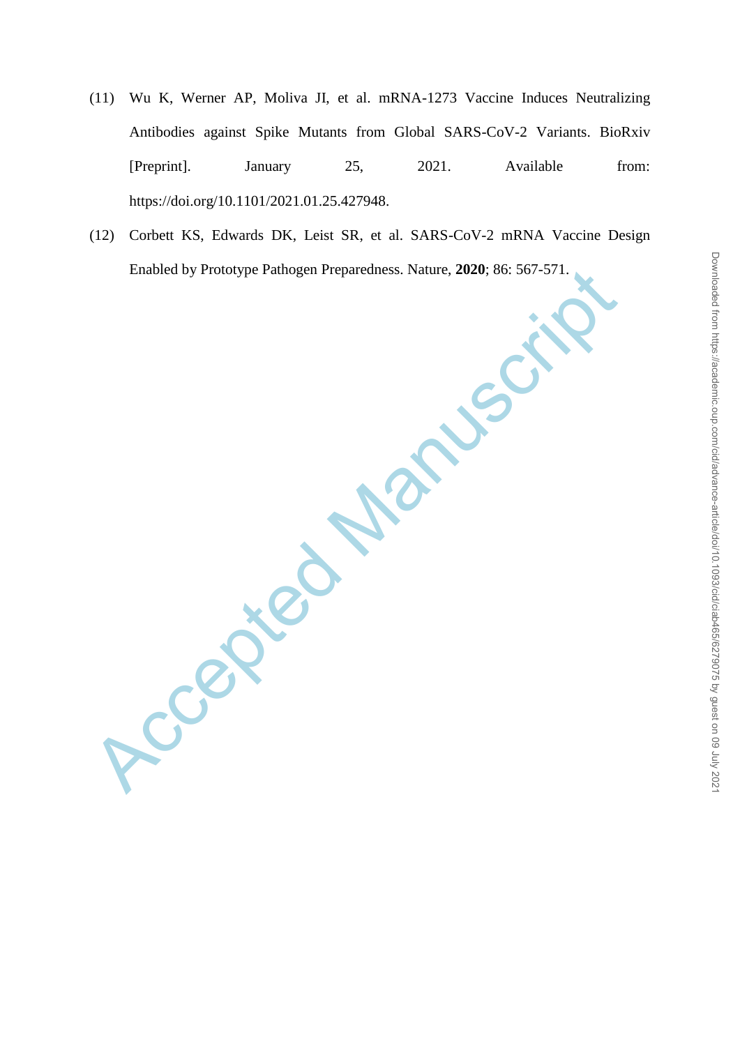(11) Wu K, Werner AP, Moliva JI, et al. mRNA-1273 Vaccine Induces Neutralizing Antibodies against Spike Mutants from Global SARS-CoV-2 Variants. BioRxiv [Preprint]. January 25, 2021. Available from: https://doi.org/10.1101/2021.01.25.427948.

(12) Corbett KS, Edwards DK, Leist SR, et al. SARS-CoV-2 mRNA Vaccine Design Enabled by Prototype Pathogen Preparedness. Nature, **2020**; 86: 567-571.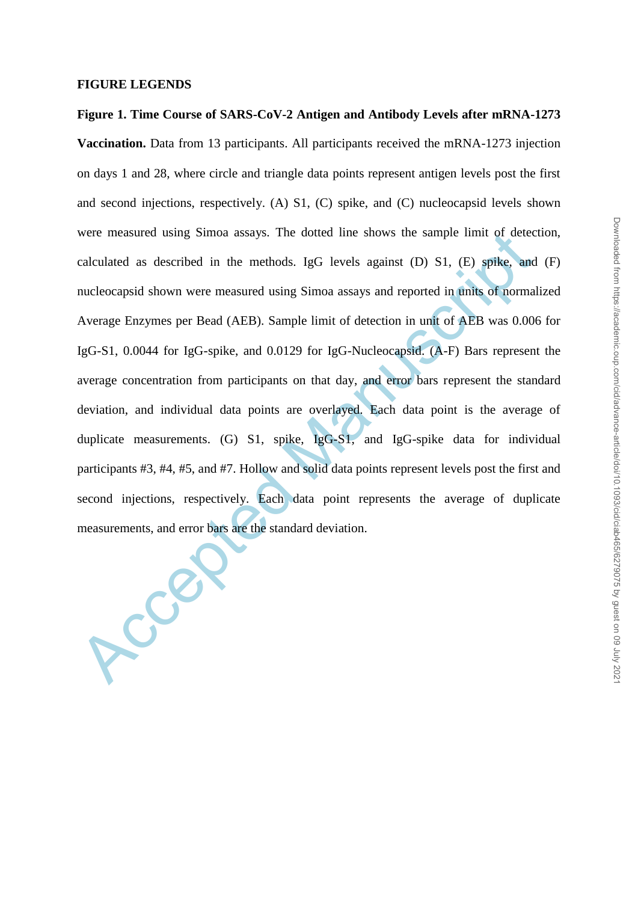## FIGURE LEGENDS

**Figure 1. Time Course of SARS-CoV-2 Antigen and Antibody Levels after mRNA-1273 Vaccination.** Data from 13 participants. All participants received the mRNA-1273 injection on days 1 and 28, where circle and triangle data points represent antigen levels post the first and second injections, respectively. (A) S1, (C) spike, and (C) nucleocapsid levels shown were measured using Simoa assays. The dotted line shows the sample limit of detection, calculated as described in the methods. IgG levels against (D) S1, (E) spike, and (F) nucleocapsid shown were measured using Simoa assays and reported in units of normalized Average Enzymes per Bead (AEB). Sample limit of detection in unit of AEB was 0.006 for IgG-S1, 0.0044 for IgG-spike, and 0.0129 for IgG-Nucleocapsid. (A-F) Bars represent the average concentration from participants on that day, and error bars represent the standard deviation, and individual data points are overlayed. Each data point is the average of duplicate measurements. (G) S1, spike, IgG-S1, and IgG-spike data for individual participants #3, #4, #5, and #7. Hollow and solid data points represent levels post the first and second injections, respectively. Each data point represents the average of duplicate measurements, and error bars are the standard deviation.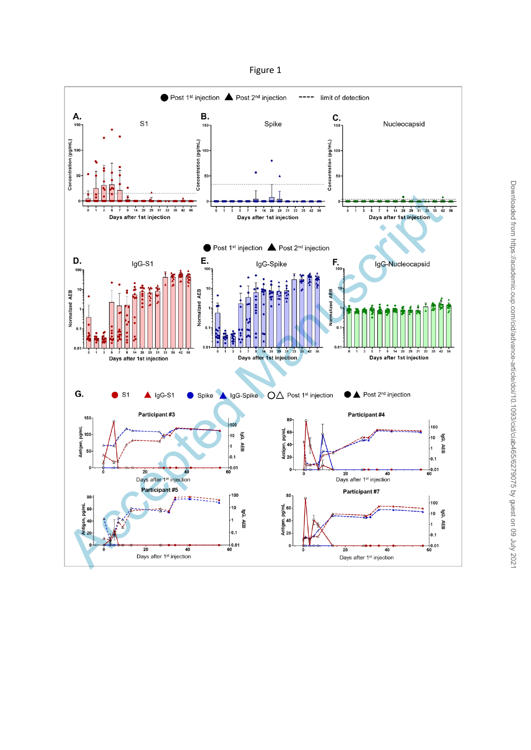# Figure 1

● Post 1[st] injection ▲ Post 2[nd] injection - - - - limit of detection

**A.** S1

Concentration (pg/mL)

150
100
50
0

0 1 3 5 7 9 14 28 29 31 33 35 42 56

Days after 1st injection

**B.** Spike

Concentration (pg/mL)

150
100
50
0

0 1 3 5 7 9 14 28 29 31 33 35 42 56

Days after 1st injection

**C.** Nucleocapsid

Concentration (pg/mL)

150
100
50
0

0 1 3 5 7 9 14 28 29 31 33 35 42 56

Days after 1st injection

● Post 1[st] injection ▲ Post 2[nd] injection

**D.** IgG-S1

Normalized AEB

100
10
1
0.1
0.01

0 1 3 5 7 9 14 28 29 31 33 35 42 56

Days after 1st injection

**E.** IgG-Spike

Normalized AEB

100
10
1
0.1
0.01

0 1 3 5 7 9 14 28 29 31 33 35 42 56

Days after 1st injection

**F.** IgG-Nucleocapsid

Normalized AEB

100
10
1
0.1
0.01

0 1 3 5 7 9 14 28 29 31 33 35 42 56

Days after 1st injection

**G.** ● S1 ▲ IgG-S1 ● Spike ▲ IgG-Spike ○△ Post 1[st] injection ●▲ Post 2[nd] injection

**Participant #3**

Antigen, pg/mL

150
100
50
0

IgG, AEB

100
10
1
0.1
0.01

0 20 40 60

Days after 1[st] injection

**Participant #4**

Antigen, pg/mL

80
60
40
20
0

IgG, AEB

100
10
1
0.1
0.01

0 20 40 60

Days after 1[st] injection

**Participant #5**

Antigen, pg/mL

80
60
40
20
0

IgG, AEB

100
10
1
0.1
0.01

0 20 40 60

Days after 1[st] injection

**Participant #7**

Antigen, pg/mL

80
60
40
20
0

IgG, AEB

100
10
1
0.1
0.01

0 20 40 60

Days after 1[st] injection